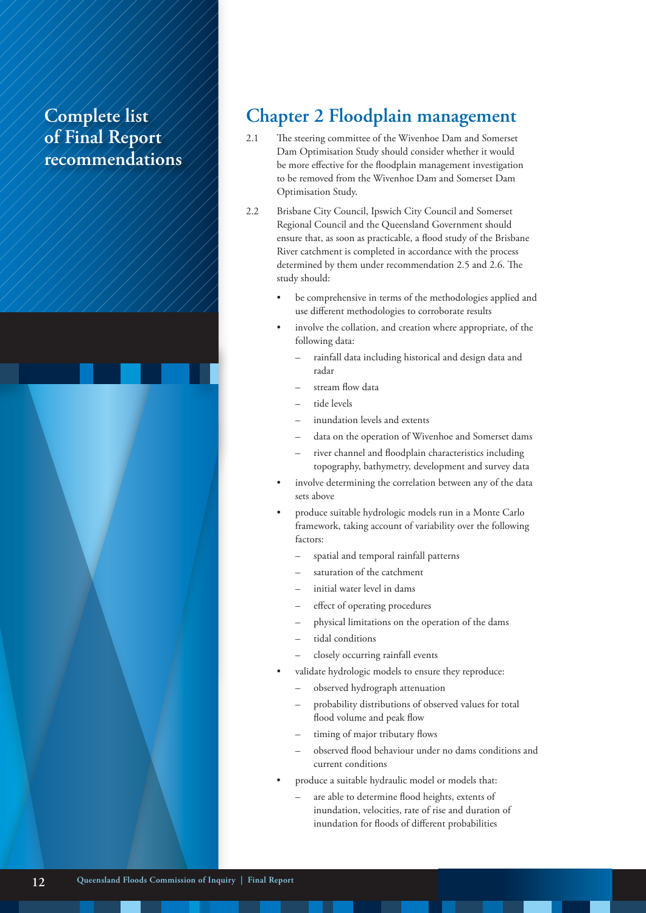# Complete list of Final Report recommendations

## Chapter 2 Floodplain management

2.1 The steering committee of the Wivenhoe Dam and Somerset Dam Optimisation Study should consider whether it would be more effective for the floodplain management investigation to be removed from the Wivenhoe Dam and Somerset Dam Optimisation Study.

2.2 Brisbane City Council, Ipswich City Council and Somerset Regional Council and the Queensland Government should ensure that, as soon as practicable, a flood study of the Brisbane River catchment is completed in accordance with the process determined by them under recommendation 2.5 and 2.6. The study should:

- be comprehensive in terms of the methodologies applied and use different methodologies to corroborate results
- involve the collation, and creation where appropriate, of the following data:
  - rainfall data including historical and design data and radar
  - stream flow data
  - tide levels
  - inundation levels and extents
  - data on the operation of Wivenhoe and Somerset dams
  - river channel and floodplain characteristics including topography, bathymetry, development and survey data
- involve determining the correlation between any of the data sets above
- produce suitable hydrologic models run in a Monte Carlo framework, taking account of variability over the following factors:
  - spatial and temporal rainfall patterns
  - saturation of the catchment
  - initial water level in dams
  - effect of operating procedures
  - physical limitations on the operation of the dams
  - tidal conditions
  - closely occurring rainfall events
- validate hydrologic models to ensure they reproduce:
  - observed hydrograph attenuation
  - probability distributions of observed values for total flood volume and peak flow
  - timing of major tributary flows
  - observed flood behaviour under no dams conditions and current conditions
- produce a suitable hydraulic model or models that:
  - are able to determine flood heights, extents of inundation, velocities, rate of rise and duration of inundation for floods of different probabilities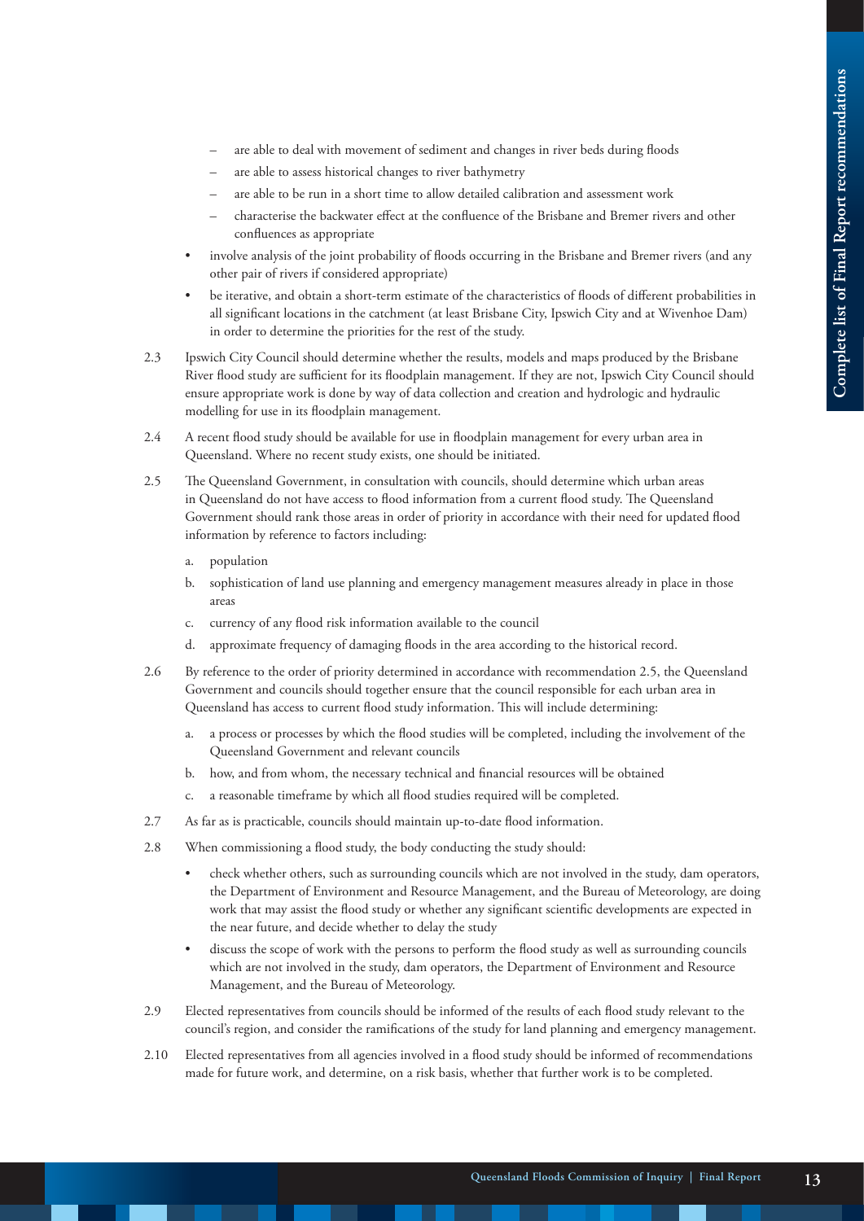- are able to deal with movement of sediment and changes in river beds during floods
  - are able to assess historical changes to river bathymetry
  - are able to be run in a short time to allow detailed calibration and assessment work
  - characterise the backwater effect at the confluence of the Brisbane and Bremer rivers and other confluences as appropriate
- involve analysis of the joint probability of floods occurring in the Brisbane and Bremer rivers (and any other pair of rivers if considered appropriate)
- be iterative, and obtain a short-term estimate of the characteristics of floods of different probabilities in all significant locations in the catchment (at least Brisbane City, Ipswich City and at Wivenhoe Dam) in order to determine the priorities for the rest of the study.

2.3 Ipswich City Council should determine whether the results, models and maps produced by the Brisbane River flood study are sufficient for its floodplain management. If they are not, Ipswich City Council should ensure appropriate work is done by way of data collection and creation and hydrologic and hydraulic modelling for use in its floodplain management.

2.4 A recent flood study should be available for use in floodplain management for every urban area in Queensland. Where no recent study exists, one should be initiated.

2.5 The Queensland Government, in consultation with councils, should determine which urban areas in Queensland do not have access to flood information from a current flood study. The Queensland Government should rank those areas in order of priority in accordance with their need for updated flood information by reference to factors including:

   a. population
   b. sophistication of land use planning and emergency management measures already in place in those areas
   c. currency of any flood risk information available to the council
   d. approximate frequency of damaging floods in the area according to the historical record.

2.6 By reference to the order of priority determined in accordance with recommendation 2.5, the Queensland Government and councils should together ensure that the council responsible for each urban area in Queensland has access to current flood study information. This will include determining:

   a. a process or processes by which the flood studies will be completed, including the involvement of the Queensland Government and relevant councils
   b. how, and from whom, the necessary technical and financial resources will be obtained
   c. a reasonable timeframe by which all flood studies required will be completed.

2.7 As far as is practicable, councils should maintain up-to-date flood information.

2.8 When commissioning a flood study, the body conducting the study should:

- check whether others, such as surrounding councils which are not involved in the study, dam operators, the Department of Environment and Resource Management, and the Bureau of Meteorology, are doing work that may assist the flood study or whether any significant scientific developments are expected in the near future, and decide whether to delay the study
- discuss the scope of work with the persons to perform the flood study as well as surrounding councils which are not involved in the study, dam operators, the Department of Environment and Resource Management, and the Bureau of Meteorology.

2.9 Elected representatives from councils should be informed of the results of each flood study relevant to the council's region, and consider the ramifications of the study for land planning and emergency management.

2.10 Elected representatives from all agencies involved in a flood study should be informed of recommendations made for future work, and determine, on a risk basis, whether that further work is to be completed.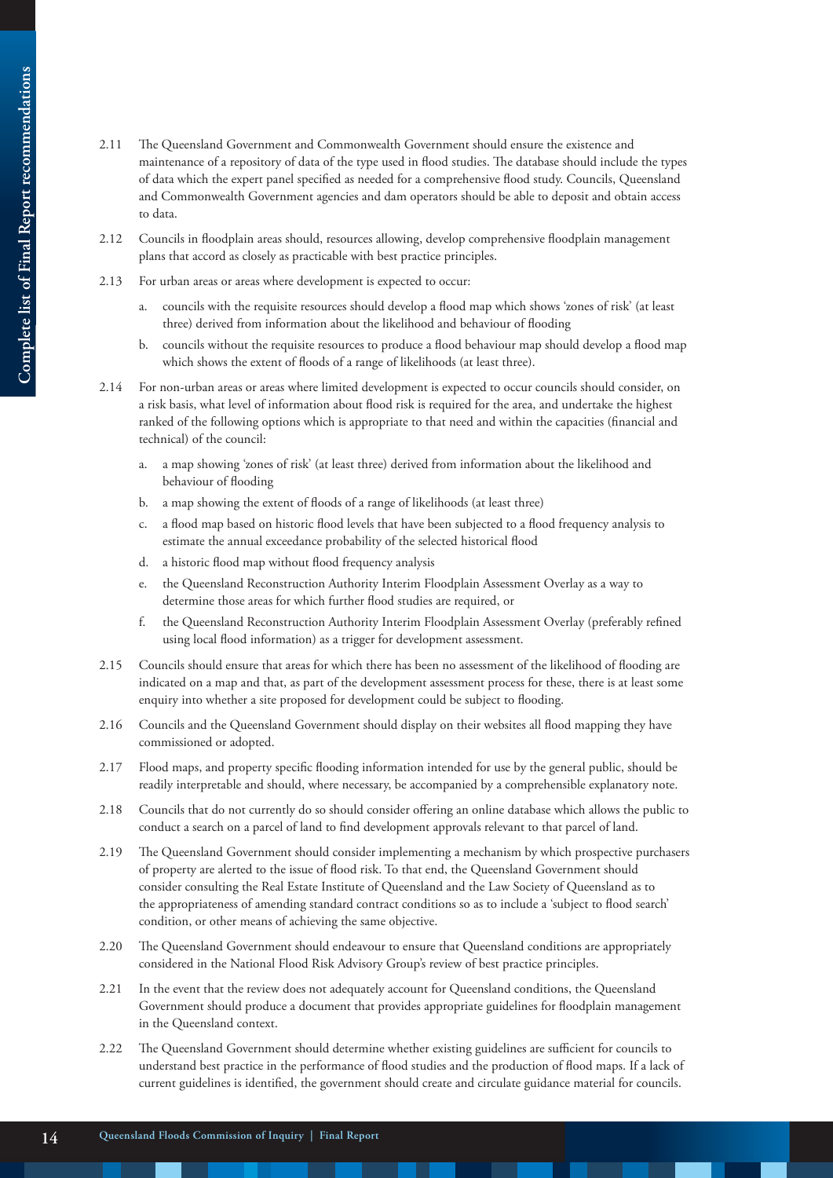2.11 The Queensland Government and Commonwealth Government should ensure the existence and maintenance of a repository of data of the type used in flood studies. The database should include the types of data which the expert panel specified as needed for a comprehensive flood study. Councils, Queensland and Commonwealth Government agencies and dam operators should be able to deposit and obtain access to data.

2.12 Councils in floodplain areas should, resources allowing, develop comprehensive floodplain management plans that accord as closely as practicable with best practice principles.

2.13 For urban areas or areas where development is expected to occur:

a. councils with the requisite resources should develop a flood map which shows 'zones of risk' (at least three) derived from information about the likelihood and behaviour of flooding

b. councils without the requisite resources to produce a flood behaviour map should develop a flood map which shows the extent of floods of a range of likelihoods (at least three).

2.14 For non-urban areas or areas where limited development is expected to occur councils should consider, on a risk basis, what level of information about flood risk is required for the area, and undertake the highest ranked of the following options which is appropriate to that need and within the capacities (financial and technical) of the council:

a. a map showing 'zones of risk' (at least three) derived from information about the likelihood and behaviour of flooding

b. a map showing the extent of floods of a range of likelihoods (at least three)

c. a flood map based on historic flood levels that have been subjected to a flood frequency analysis to estimate the annual exceedance probability of the selected historical flood

d. a historic flood map without flood frequency analysis

e. the Queensland Reconstruction Authority Interim Floodplain Assessment Overlay as a way to determine those areas for which further flood studies are required, or

f. the Queensland Reconstruction Authority Interim Floodplain Assessment Overlay (preferably refined using local flood information) as a trigger for development assessment.

2.15 Councils should ensure that areas for which there has been no assessment of the likelihood of flooding are indicated on a map and that, as part of the development assessment process for these, there is at least some enquiry into whether a site proposed for development could be subject to flooding.

2.16 Councils and the Queensland Government should display on their websites all flood mapping they have commissioned or adopted.

2.17 Flood maps, and property specific flooding information intended for use by the general public, should be readily interpretable and should, where necessary, be accompanied by a comprehensible explanatory note.

2.18 Councils that do not currently do so should consider offering an online database which allows the public to conduct a search on a parcel of land to find development approvals relevant to that parcel of land.

2.19 The Queensland Government should consider implementing a mechanism by which prospective purchasers of property are alerted to the issue of flood risk. To that end, the Queensland Government should consider consulting the Real Estate Institute of Queensland and the Law Society of Queensland as to the appropriateness of amending standard contract conditions so as to include a 'subject to flood search' condition, or other means of achieving the same objective.

2.20 The Queensland Government should endeavour to ensure that Queensland conditions are appropriately considered in the National Flood Risk Advisory Group's review of best practice principles.

2.21 In the event that the review does not adequately account for Queensland conditions, the Queensland Government should produce a document that provides appropriate guidelines for floodplain management in the Queensland context.

2.22 The Queensland Government should determine whether existing guidelines are sufficient for councils to understand best practice in the performance of flood studies and the production of flood maps. If a lack of current guidelines is identified, the government should create and circulate guidance material for councils.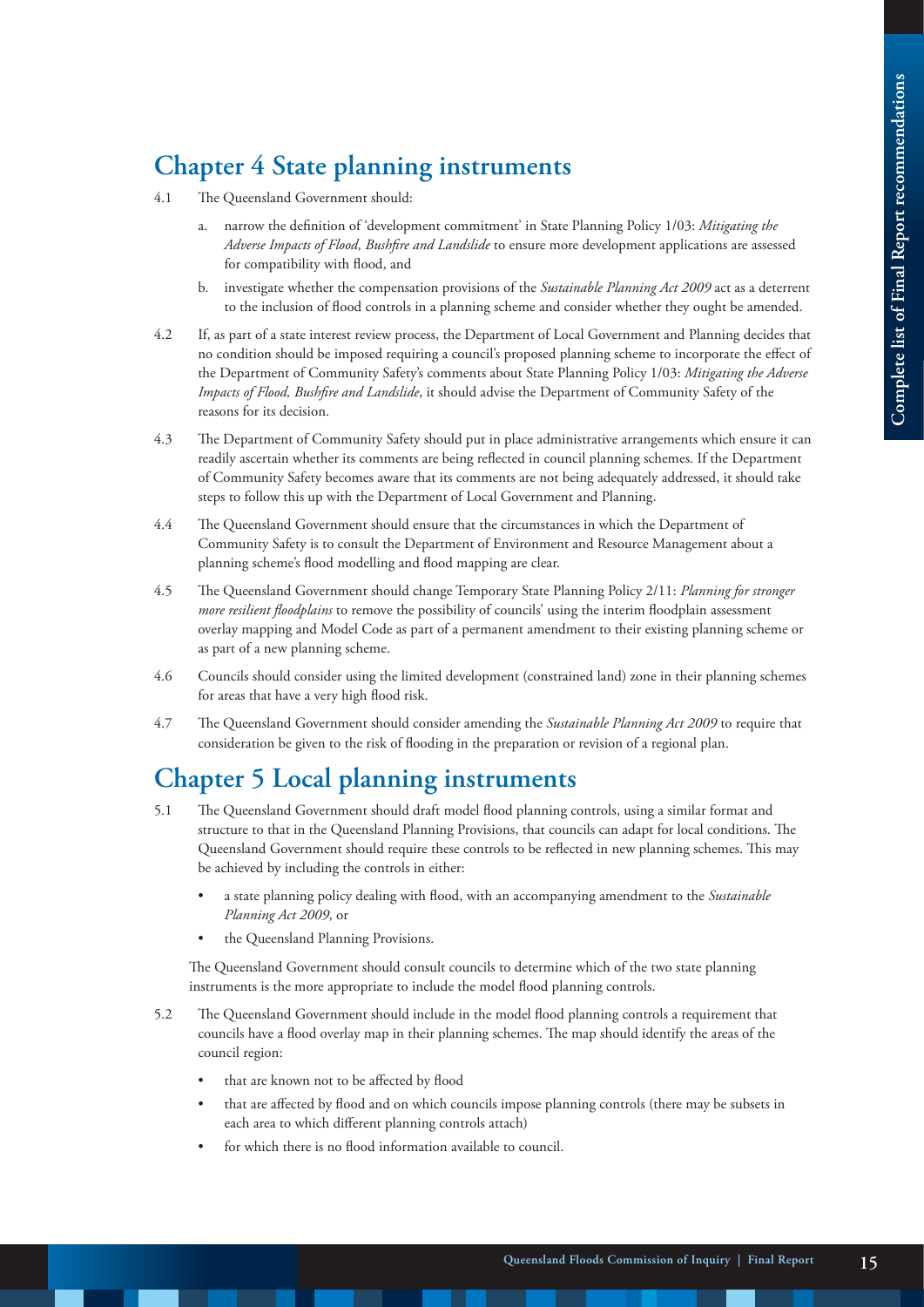## Chapter 4 State planning instruments

4.1 The Queensland Government should:

a. narrow the definition of 'development commitment' in State Planning Policy 1/03: *Mitigating the Adverse Impacts of Flood, Bushfire and Landslide* to ensure more development applications are assessed for compatibility with flood, and

b. investigate whether the compensation provisions of the *Sustainable Planning Act 2009* act as a deterrent to the inclusion of flood controls in a planning scheme and consider whether they ought be amended.

4.2 If, as part of a state interest review process, the Department of Local Government and Planning decides that no condition should be imposed requiring a council's proposed planning scheme to incorporate the effect of the Department of Community Safety's comments about State Planning Policy 1/03: *Mitigating the Adverse Impacts of Flood, Bushfire and Landslide*, it should advise the Department of Community Safety of the reasons for its decision.

4.3 The Department of Community Safety should put in place administrative arrangements which ensure it can readily ascertain whether its comments are being reflected in council planning schemes. If the Department of Community Safety becomes aware that its comments are not being adequately addressed, it should take steps to follow this up with the Department of Local Government and Planning.

4.4 The Queensland Government should ensure that the circumstances in which the Department of Community Safety is to consult the Department of Environment and Resource Management about a planning scheme's flood modelling and flood mapping are clear.

4.5 The Queensland Government should change Temporary State Planning Policy 2/11: *Planning for stronger more resilient floodplains* to remove the possibility of councils' using the interim floodplain assessment overlay mapping and Model Code as part of a permanent amendment to their existing planning scheme or as part of a new planning scheme.

4.6 Councils should consider using the limited development (constrained land) zone in their planning schemes for areas that have a very high flood risk.

4.7 The Queensland Government should consider amending the *Sustainable Planning Act 2009* to require that consideration be given to the risk of flooding in the preparation or revision of a regional plan.

## Chapter 5 Local planning instruments

5.1 The Queensland Government should draft model flood planning controls, using a similar format and structure to that in the Queensland Planning Provisions, that councils can adapt for local conditions. The Queensland Government should require these controls to be reflected in new planning schemes. This may be achieved by including the controls in either:

- a state planning policy dealing with flood, with an accompanying amendment to the *Sustainable Planning Act 2009*, or
- the Queensland Planning Provisions.

The Queensland Government should consult councils to determine which of the two state planning instruments is the more appropriate to include the model flood planning controls.

5.2 The Queensland Government should include in the model flood planning controls a requirement that councils have a flood overlay map in their planning schemes. The map should identify the areas of the council region:

- that are known not to be affected by flood
- that are affected by flood and on which councils impose planning controls (there may be subsets in each area to which different planning controls attach)
- for which there is no flood information available to council.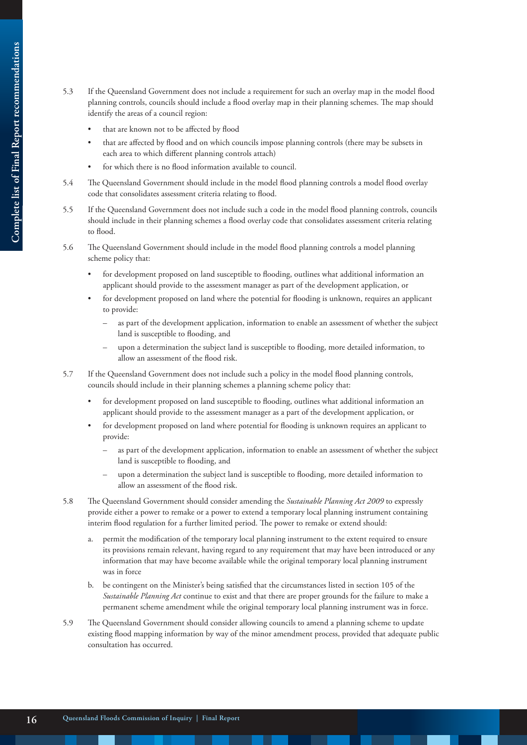5.3 If the Queensland Government does not include a requirement for such an overlay map in the model flood planning controls, councils should include a flood overlay map in their planning schemes. The map should identify the areas of a council region:

- that are known not to be affected by flood
- that are affected by flood and on which councils impose planning controls (there may be subsets in each area to which different planning controls attach)
- for which there is no flood information available to council.

5.4 The Queensland Government should include in the model flood planning controls a model flood overlay code that consolidates assessment criteria relating to flood.

5.5 If the Queensland Government does not include such a code in the model flood planning controls, councils should include in their planning schemes a flood overlay code that consolidates assessment criteria relating to flood.

5.6 The Queensland Government should include in the model flood planning controls a model planning scheme policy that:

- for development proposed on land susceptible to flooding, outlines what additional information an applicant should provide to the assessment manager as part of the development application, or
- for development proposed on land where the potential for flooding is unknown, requires an applicant to provide:
  - as part of the development application, information to enable an assessment of whether the subject land is susceptible to flooding, and
  - upon a determination the subject land is susceptible to flooding, more detailed information, to allow an assessment of the flood risk.

5.7 If the Queensland Government does not include such a policy in the model flood planning controls, councils should include in their planning schemes a planning scheme policy that:

- for development proposed on land susceptible to flooding, outlines what additional information an applicant should provide to the assessment manager as a part of the development application, or
- for development proposed on land where potential for flooding is unknown requires an applicant to provide:
  - as part of the development application, information to enable an assessment of whether the subject land is susceptible to flooding, and
  - upon a determination the subject land is susceptible to flooding, more detailed information to allow an assessment of the flood risk.

5.8 The Queensland Government should consider amending the *Sustainable Planning Act 2009* to expressly provide either a power to remake or a power to extend a temporary local planning instrument containing interim flood regulation for a further limited period. The power to remake or extend should:

a. permit the modification of the temporary local planning instrument to the extent required to ensure its provisions remain relevant, having regard to any requirement that may have been introduced or any information that may have become available while the original temporary local planning instrument was in force

b. be contingent on the Minister's being satisfied that the circumstances listed in section 105 of the *Sustainable Planning Act* continue to exist and that there are proper grounds for the failure to make a permanent scheme amendment while the original temporary local planning instrument was in force.

5.9 The Queensland Government should consider allowing councils to amend a planning scheme to update existing flood mapping information by way of the minor amendment process, provided that adequate public consultation has occurred.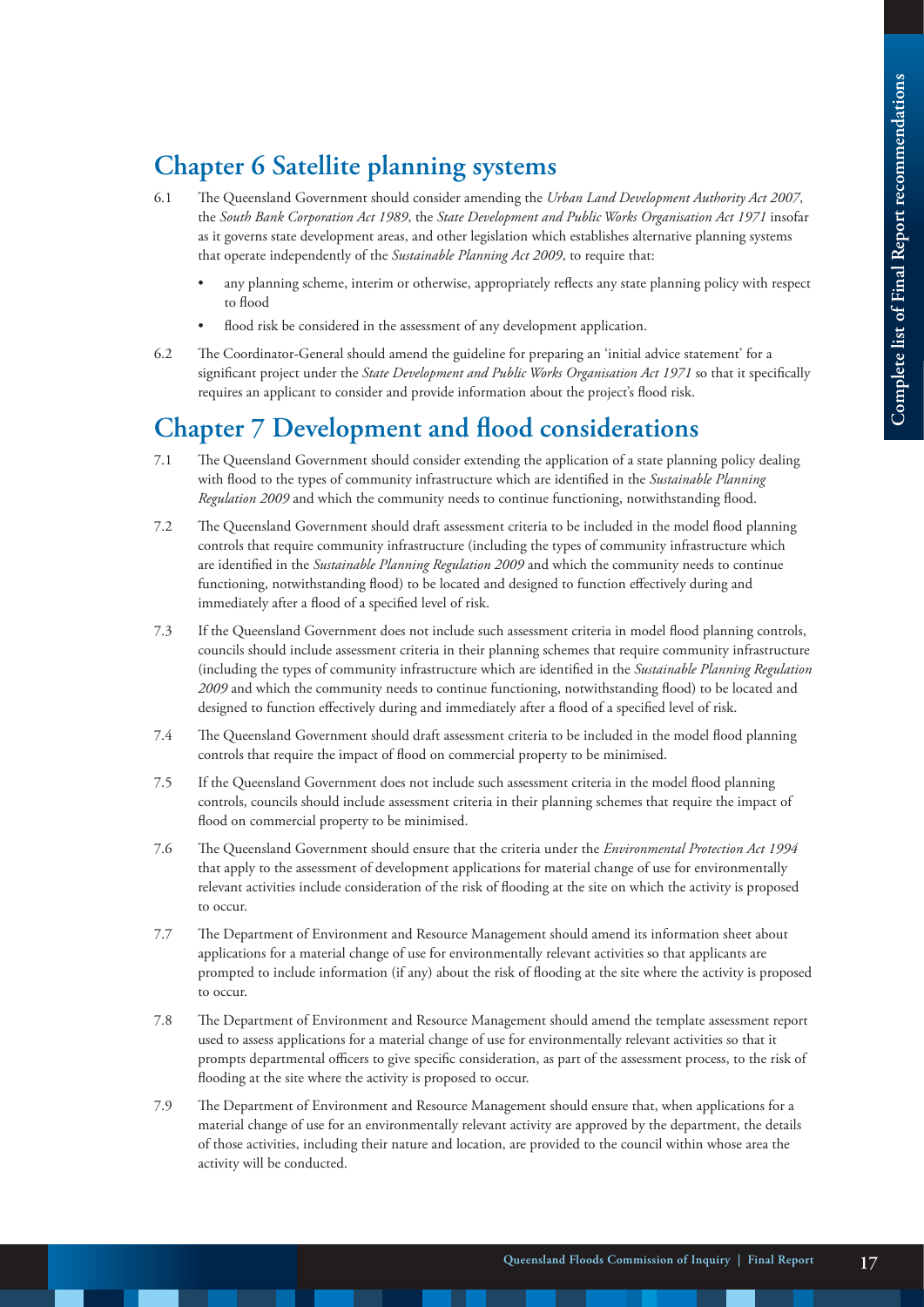## Chapter 6 Satellite planning systems

6.1 The Queensland Government should consider amending the *Urban Land Development Authority Act 2007*, the *South Bank Corporation Act 1989*, the *State Development and Public Works Organisation Act 1971* insofar as it governs state development areas, and other legislation which establishes alternative planning systems that operate independently of the *Sustainable Planning Act 2009*, to require that:

- any planning scheme, interim or otherwise, appropriately reflects any state planning policy with respect to flood
- flood risk be considered in the assessment of any development application.

6.2 The Coordinator-General should amend the guideline for preparing an 'initial advice statement' for a significant project under the *State Development and Public Works Organisation Act 1971* so that it specifically requires an applicant to consider and provide information about the project's flood risk.

## Chapter 7 Development and flood considerations

7.1 The Queensland Government should consider extending the application of a state planning policy dealing with flood to the types of community infrastructure which are identified in the *Sustainable Planning Regulation 2009* and which the community needs to continue functioning, notwithstanding flood.

7.2 The Queensland Government should draft assessment criteria to be included in the model flood planning controls that require community infrastructure (including the types of community infrastructure which are identified in the *Sustainable Planning Regulation 2009* and which the community needs to continue functioning, notwithstanding flood) to be located and designed to function effectively during and immediately after a flood of a specified level of risk.

7.3 If the Queensland Government does not include such assessment criteria in model flood planning controls, councils should include assessment criteria in their planning schemes that require community infrastructure (including the types of community infrastructure which are identified in the *Sustainable Planning Regulation 2009* and which the community needs to continue functioning, notwithstanding flood) to be located and designed to function effectively during and immediately after a flood of a specified level of risk.

7.4 The Queensland Government should draft assessment criteria to be included in the model flood planning controls that require the impact of flood on commercial property to be minimised.

7.5 If the Queensland Government does not include such assessment criteria in the model flood planning controls, councils should include assessment criteria in their planning schemes that require the impact of flood on commercial property to be minimised.

7.6 The Queensland Government should ensure that the criteria under the *Environmental Protection Act 1994* that apply to the assessment of development applications for material change of use for environmentally relevant activities include consideration of the risk of flooding at the site on which the activity is proposed to occur.

7.7 The Department of Environment and Resource Management should amend its information sheet about applications for a material change of use for environmentally relevant activities so that applicants are prompted to include information (if any) about the risk of flooding at the site where the activity is proposed to occur.

7.8 The Department of Environment and Resource Management should amend the template assessment report used to assess applications for a material change of use for environmentally relevant activities so that it prompts departmental officers to give specific consideration, as part of the assessment process, to the risk of flooding at the site where the activity is proposed to occur.

7.9 The Department of Environment and Resource Management should ensure that, when applications for a material change of use for an environmentally relevant activity are approved by the department, the details of those activities, including their nature and location, are provided to the council within whose area the activity will be conducted.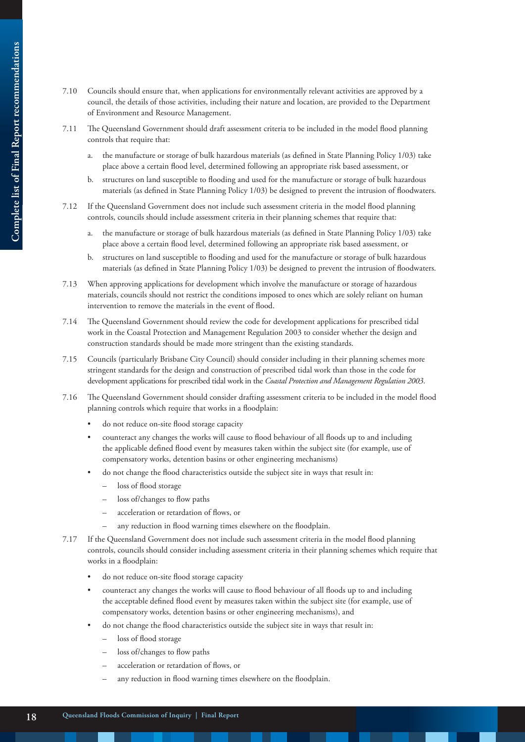7.10 Councils should ensure that, when applications for environmentally relevant activities are approved by a council, the details of those activities, including their nature and location, are provided to the Department of Environment and Resource Management.

7.11 The Queensland Government should draft assessment criteria to be included in the model flood planning controls that require that:

   a. the manufacture or storage of bulk hazardous materials (as defined in State Planning Policy 1/03) take place above a certain flood level, determined following an appropriate risk based assessment, or

   b. structures on land susceptible to flooding and used for the manufacture or storage of bulk hazardous materials (as defined in State Planning Policy 1/03) be designed to prevent the intrusion of floodwaters.

7.12 If the Queensland Government does not include such assessment criteria in the model flood planning controls, councils should include assessment criteria in their planning schemes that require that:

   a. the manufacture or storage of bulk hazardous materials (as defined in State Planning Policy 1/03) take place above a certain flood level, determined following an appropriate risk based assessment, or

   b. structures on land susceptible to flooding and used for the manufacture or storage of bulk hazardous materials (as defined in State Planning Policy 1/03) be designed to prevent the intrusion of floodwaters.

7.13 When approving applications for development which involve the manufacture or storage of hazardous materials, councils should not restrict the conditions imposed to ones which are solely reliant on human intervention to remove the materials in the event of flood.

7.14 The Queensland Government should review the code for development applications for prescribed tidal work in the Coastal Protection and Management Regulation 2003 to consider whether the design and construction standards should be made more stringent than the existing standards.

7.15 Councils (particularly Brisbane City Council) should consider including in their planning schemes more stringent standards for the design and construction of prescribed tidal work than those in the code for development applications for prescribed tidal work in the *Coastal Protection and Management Regulation 2003*.

7.16 The Queensland Government should consider drafting assessment criteria to be included in the model flood planning controls which require that works in a floodplain:

- do not reduce on-site flood storage capacity
- counteract any changes the works will cause to flood behaviour of all floods up to and including the applicable defined flood event by measures taken within the subject site (for example, use of compensatory works, detention basins or other engineering mechanisms)
- do not change the flood characteristics outside the subject site in ways that result in:
  - loss of flood storage
  - loss of/changes to flow paths
  - acceleration or retardation of flows, or
  - any reduction in flood warning times elsewhere on the floodplain.

7.17 If the Queensland Government does not include such assessment criteria in the model flood planning controls, councils should consider including assessment criteria in their planning schemes which require that works in a floodplain:

- do not reduce on-site flood storage capacity
- counteract any changes the works will cause to flood behaviour of all floods up to and including the acceptable defined flood event by measures taken within the subject site (for example, use of compensatory works, detention basins or other engineering mechanisms), and
- do not change the flood characteristics outside the subject site in ways that result in:
  - loss of flood storage
  - loss of/changes to flow paths
  - acceleration or retardation of flows, or
  - any reduction in flood warning times elsewhere on the floodplain.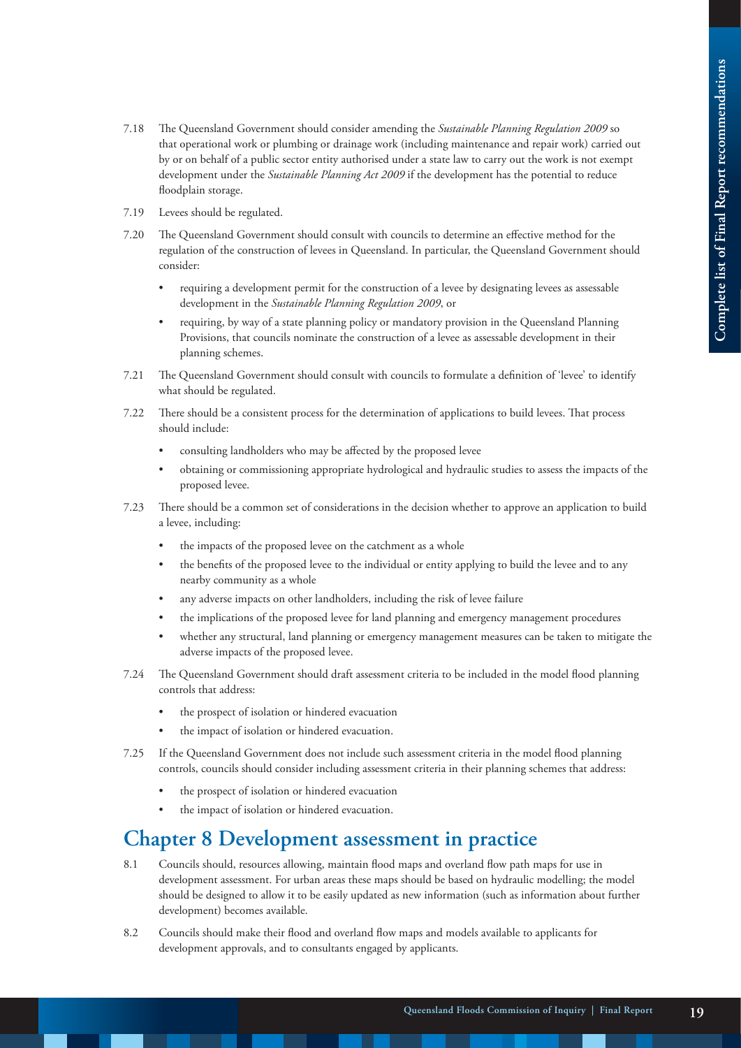7.18 The Queensland Government should consider amending the *Sustainable Planning Regulation 2009* so that operational work or plumbing or drainage work (including maintenance and repair work) carried out by or on behalf of a public sector entity authorised under a state law to carry out the work is not exempt development under the *Sustainable Planning Act 2009* if the development has the potential to reduce floodplain storage.

7.19 Levees should be regulated.

7.20 The Queensland Government should consult with councils to determine an effective method for the regulation of the construction of levees in Queensland. In particular, the Queensland Government should consider:

- requiring a development permit for the construction of a levee by designating levees as assessable development in the *Sustainable Planning Regulation 2009*, or
- requiring, by way of a state planning policy or mandatory provision in the Queensland Planning Provisions, that councils nominate the construction of a levee as assessable development in their planning schemes.

7.21 The Queensland Government should consult with councils to formulate a definition of 'levee' to identify what should be regulated.

7.22 There should be a consistent process for the determination of applications to build levees. That process should include:

- consulting landholders who may be affected by the proposed levee
- obtaining or commissioning appropriate hydrological and hydraulic studies to assess the impacts of the proposed levee.

7.23 There should be a common set of considerations in the decision whether to approve an application to build a levee, including:

- the impacts of the proposed levee on the catchment as a whole
- the benefits of the proposed levee to the individual or entity applying to build the levee and to any nearby community as a whole
- any adverse impacts on other landholders, including the risk of levee failure
- the implications of the proposed levee for land planning and emergency management procedures
- whether any structural, land planning or emergency management measures can be taken to mitigate the adverse impacts of the proposed levee.

7.24 The Queensland Government should draft assessment criteria to be included in the model flood planning controls that address:

- the prospect of isolation or hindered evacuation
- the impact of isolation or hindered evacuation.

7.25 If the Queensland Government does not include such assessment criteria in the model flood planning controls, councils should consider including assessment criteria in their planning schemes that address:

- the prospect of isolation or hindered evacuation
- the impact of isolation or hindered evacuation.

## Chapter 8 Development assessment in practice

8.1 Councils should, resources allowing, maintain flood maps and overland flow path maps for use in development assessment. For urban areas these maps should be based on hydraulic modelling; the model should be designed to allow it to be easily updated as new information (such as information about further development) becomes available.

8.2 Councils should make their flood and overland flow maps and models available to applicants for development approvals, and to consultants engaged by applicants.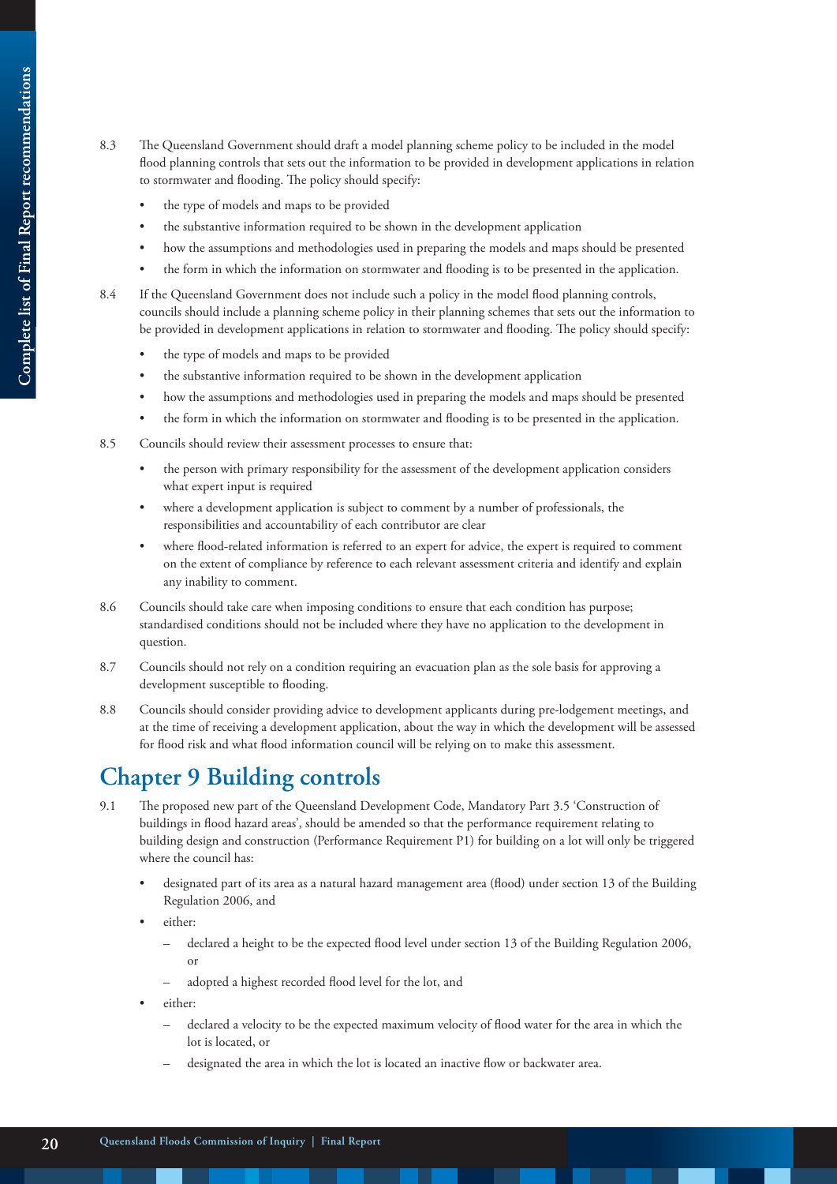8.3 The Queensland Government should draft a model planning scheme policy to be included in the model flood planning controls that sets out the information to be provided in development applications in relation to stormwater and flooding. The policy should specify:

- the type of models and maps to be provided
- the substantive information required to be shown in the development application
- how the assumptions and methodologies used in preparing the models and maps should be presented
- the form in which the information on stormwater and flooding is to be presented in the application.

8.4 If the Queensland Government does not include such a policy in the model flood planning controls, councils should include a planning scheme policy in their planning schemes that sets out the information to be provided in development applications in relation to stormwater and flooding. The policy should specify:

- the type of models and maps to be provided
- the substantive information required to be shown in the development application
- how the assumptions and methodologies used in preparing the models and maps should be presented
- the form in which the information on stormwater and flooding is to be presented in the application.

8.5 Councils should review their assessment processes to ensure that:

- the person with primary responsibility for the assessment of the development application considers what expert input is required
- where a development application is subject to comment by a number of professionals, the responsibilities and accountability of each contributor are clear
- where flood-related information is referred to an expert for advice, the expert is required to comment on the extent of compliance by reference to each relevant assessment criteria and identify and explain any inability to comment.

8.6 Councils should take care when imposing conditions to ensure that each condition has purpose; standardised conditions should not be included where they have no application to the development in question.

8.7 Councils should not rely on a condition requiring an evacuation plan as the sole basis for approving a development susceptible to flooding.

8.8 Councils should consider providing advice to development applicants during pre-lodgement meetings, and at the time of receiving a development application, about the way in which the development will be assessed for flood risk and what flood information council will be relying on to make this assessment.

## Chapter 9 Building controls

9.1 The proposed new part of the Queensland Development Code, Mandatory Part 3.5 'Construction of buildings in flood hazard areas', should be amended so that the performance requirement relating to building design and construction (Performance Requirement P1) for building on a lot will only be triggered where the council has:

- designated part of its area as a natural hazard management area (flood) under section 13 of the Building Regulation 2006, and
- either:
  - declared a height to be the expected flood level under section 13 of the Building Regulation 2006, or
  - adopted a highest recorded flood level for the lot, and
- either:
  - declared a velocity to be the expected maximum velocity of flood water for the area in which the lot is located, or
  - designated the area in which the lot is located an inactive flow or backwater area.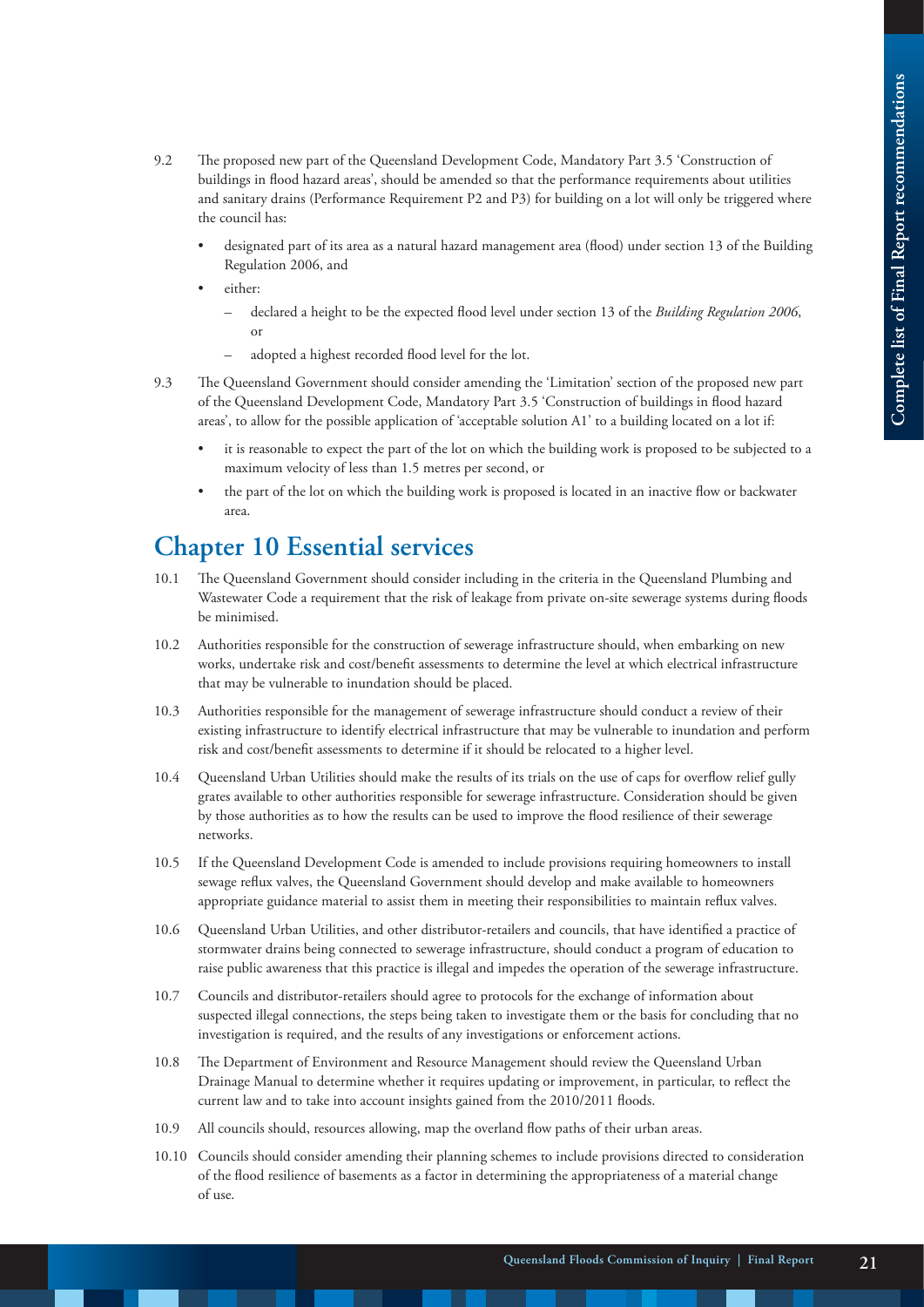9.2 The proposed new part of the Queensland Development Code, Mandatory Part 3.5 'Construction of buildings in flood hazard areas', should be amended so that the performance requirements about utilities and sanitary drains (Performance Requirement P2 and P3) for building on a lot will only be triggered where the council has:

- designated part of its area as a natural hazard management area (flood) under section 13 of the Building Regulation 2006, and
- either:
  - declared a height to be the expected flood level under section 13 of the *Building Regulation 2006*, or
  - adopted a highest recorded flood level for the lot.

9.3 The Queensland Government should consider amending the 'Limitation' section of the proposed new part of the Queensland Development Code, Mandatory Part 3.5 'Construction of buildings in flood hazard areas', to allow for the possible application of 'acceptable solution A1' to a building located on a lot if:

- it is reasonable to expect the part of the lot on which the building work is proposed to be subjected to a maximum velocity of less than 1.5 metres per second, or
- the part of the lot on which the building work is proposed is located in an inactive flow or backwater area.

## Chapter 10 Essential services

10.1 The Queensland Government should consider including in the criteria in the Queensland Plumbing and Wastewater Code a requirement that the risk of leakage from private on-site sewerage systems during floods be minimised.

10.2 Authorities responsible for the construction of sewerage infrastructure should, when embarking on new works, undertake risk and cost/benefit assessments to determine the level at which electrical infrastructure that may be vulnerable to inundation should be placed.

10.3 Authorities responsible for the management of sewerage infrastructure should conduct a review of their existing infrastructure to identify electrical infrastructure that may be vulnerable to inundation and perform risk and cost/benefit assessments to determine if it should be relocated to a higher level.

10.4 Queensland Urban Utilities should make the results of its trials on the use of caps for overflow relief gully grates available to other authorities responsible for sewerage infrastructure. Consideration should be given by those authorities as to how the results can be used to improve the flood resilience of their sewerage networks.

10.5 If the Queensland Development Code is amended to include provisions requiring homeowners to install sewage reflux valves, the Queensland Government should develop and make available to homeowners appropriate guidance material to assist them in meeting their responsibilities to maintain reflux valves.

10.6 Queensland Urban Utilities, and other distributor-retailers and councils, that have identified a practice of stormwater drains being connected to sewerage infrastructure, should conduct a program of education to raise public awareness that this practice is illegal and impedes the operation of the sewerage infrastructure.

10.7 Councils and distributor-retailers should agree to protocols for the exchange of information about suspected illegal connections, the steps being taken to investigate them or the basis for concluding that no investigation is required, and the results of any investigations or enforcement actions.

10.8 The Department of Environment and Resource Management should review the Queensland Urban Drainage Manual to determine whether it requires updating or improvement, in particular, to reflect the current law and to take into account insights gained from the 2010/2011 floods.

10.9 All councils should, resources allowing, map the overland flow paths of their urban areas.

10.10 Councils should consider amending their planning schemes to include provisions directed to consideration of the flood resilience of basements as a factor in determining the appropriateness of a material change of use.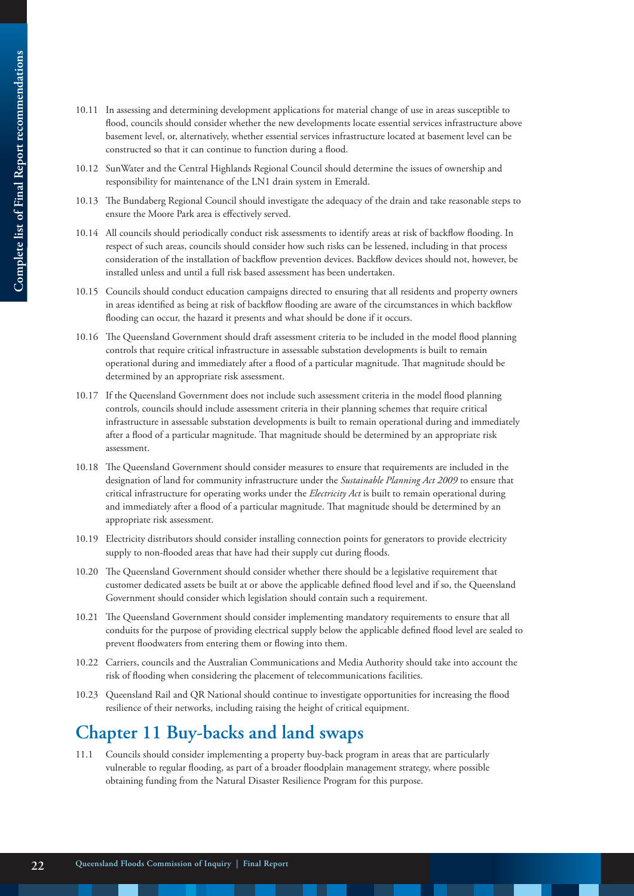10.11 In assessing and determining development applications for material change of use in areas susceptible to flood, councils should consider whether the new developments locate essential services infrastructure above basement level, or, alternatively, whether essential services infrastructure located at basement level can be constructed so that it can continue to function during a flood.

10.12 SunWater and the Central Highlands Regional Council should determine the issues of ownership and responsibility for maintenance of the LN1 drain system in Emerald.

10.13 The Bundaberg Regional Council should investigate the adequacy of the drain and take reasonable steps to ensure the Moore Park area is effectively served.

10.14 All councils should periodically conduct risk assessments to identify areas at risk of backflow flooding. In respect of such areas, councils should consider how such risks can be lessened, including in that process consideration of the installation of backflow prevention devices. Backflow devices should not, however, be installed unless and until a full risk based assessment has been undertaken.

10.15 Councils should conduct education campaigns directed to ensuring that all residents and property owners in areas identified as being at risk of backflow flooding are aware of the circumstances in which backflow flooding can occur, the hazard it presents and what should be done if it occurs.

10.16 The Queensland Government should draft assessment criteria to be included in the model flood planning controls that require critical infrastructure in assessable substation developments is built to remain operational during and immediately after a flood of a particular magnitude. That magnitude should be determined by an appropriate risk assessment.

10.17 If the Queensland Government does not include such assessment criteria in the model flood planning controls, councils should include assessment criteria in their planning schemes that require critical infrastructure in assessable substation developments is built to remain operational during and immediately after a flood of a particular magnitude. That magnitude should be determined by an appropriate risk assessment.

10.18 The Queensland Government should consider measures to ensure that requirements are included in the designation of land for community infrastructure under the *Sustainable Planning Act 2009* to ensure that critical infrastructure for operating works under the *Electricity Act* is built to remain operational during and immediately after a flood of a particular magnitude. That magnitude should be determined by an appropriate risk assessment.

10.19 Electricity distributors should consider installing connection points for generators to provide electricity supply to non-flooded areas that have had their supply cut during floods.

10.20 The Queensland Government should consider whether there should be a legislative requirement that customer dedicated assets be built at or above the applicable defined flood level and if so, the Queensland Government should consider which legislation should contain such a requirement.

10.21 The Queensland Government should consider implementing mandatory requirements to ensure that all conduits for the purpose of providing electrical supply below the applicable defined flood level are sealed to prevent floodwaters from entering them or flowing into them.

10.22 Carriers, councils and the Australian Communications and Media Authority should take into account the risk of flooding when considering the placement of telecommunications facilities.

10.23 Queensland Rail and QR National should continue to investigate opportunities for increasing the flood resilience of their networks, including raising the height of critical equipment.

## Chapter 11 Buy-backs and land swaps

11.1 Councils should consider implementing a property buy-back program in areas that are particularly vulnerable to regular flooding, as part of a broader floodplain management strategy, where possible obtaining funding from the Natural Disaster Resilience Program for this purpose.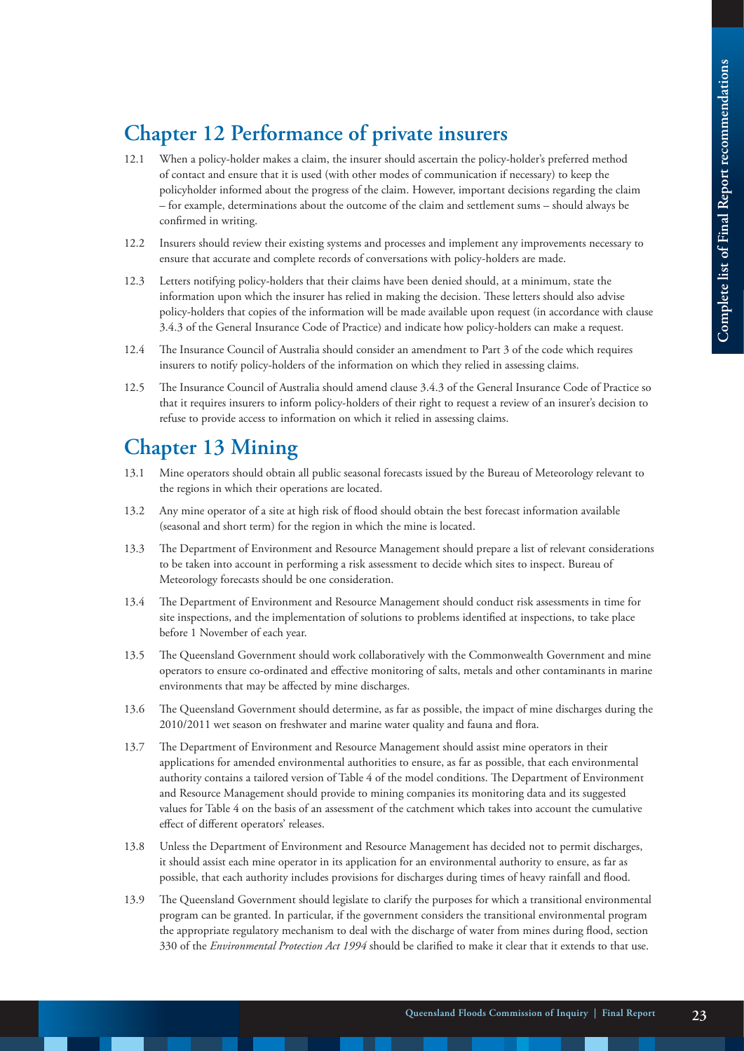## Chapter 12 Performance of private insurers

12.1 When a policy-holder makes a claim, the insurer should ascertain the policy-holder's preferred method of contact and ensure that it is used (with other modes of communication if necessary) to keep the policyholder informed about the progress of the claim. However, important decisions regarding the claim – for example, determinations about the outcome of the claim and settlement sums – should always be confirmed in writing.

12.2 Insurers should review their existing systems and processes and implement any improvements necessary to ensure that accurate and complete records of conversations with policy-holders are made.

12.3 Letters notifying policy-holders that their claims have been denied should, at a minimum, state the information upon which the insurer has relied in making the decision. These letters should also advise policy-holders that copies of the information will be made available upon request (in accordance with clause 3.4.3 of the General Insurance Code of Practice) and indicate how policy-holders can make a request.

12.4 The Insurance Council of Australia should consider an amendment to Part 3 of the code which requires insurers to notify policy-holders of the information on which they relied in assessing claims.

12.5 The Insurance Council of Australia should amend clause 3.4.3 of the General Insurance Code of Practice so that it requires insurers to inform policy-holders of their right to request a review of an insurer's decision to refuse to provide access to information on which it relied in assessing claims.

## Chapter 13 Mining

13.1 Mine operators should obtain all public seasonal forecasts issued by the Bureau of Meteorology relevant to the regions in which their operations are located.

13.2 Any mine operator of a site at high risk of flood should obtain the best forecast information available (seasonal and short term) for the region in which the mine is located.

13.3 The Department of Environment and Resource Management should prepare a list of relevant considerations to be taken into account in performing a risk assessment to decide which sites to inspect. Bureau of Meteorology forecasts should be one consideration.

13.4 The Department of Environment and Resource Management should conduct risk assessments in time for site inspections, and the implementation of solutions to problems identified at inspections, to take place before 1 November of each year.

13.5 The Queensland Government should work collaboratively with the Commonwealth Government and mine operators to ensure co-ordinated and effective monitoring of salts, metals and other contaminants in marine environments that may be affected by mine discharges.

13.6 The Queensland Government should determine, as far as possible, the impact of mine discharges during the 2010/2011 wet season on freshwater and marine water quality and fauna and flora.

13.7 The Department of Environment and Resource Management should assist mine operators in their applications for amended environmental authorities to ensure, as far as possible, that each environmental authority contains a tailored version of Table 4 of the model conditions. The Department of Environment and Resource Management should provide to mining companies its monitoring data and its suggested values for Table 4 on the basis of an assessment of the catchment which takes into account the cumulative effect of different operators' releases.

13.8 Unless the Department of Environment and Resource Management has decided not to permit discharges, it should assist each mine operator in its application for an environmental authority to ensure, as far as possible, that each authority includes provisions for discharges during times of heavy rainfall and flood.

13.9 The Queensland Government should legislate to clarify the purposes for which a transitional environmental program can be granted. In particular, if the government considers the transitional environmental program the appropriate regulatory mechanism to deal with the discharge of water from mines during flood, section 330 of the *Environmental Protection Act 1994* should be clarified to make it clear that it extends to that use.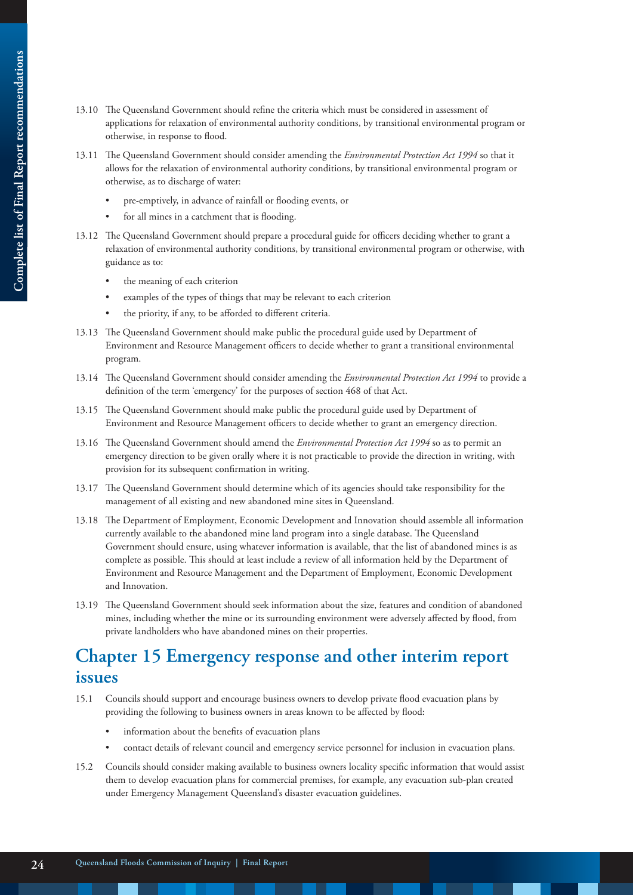13.10 The Queensland Government should refine the criteria which must be considered in assessment of applications for relaxation of environmental authority conditions, by transitional environmental program or otherwise, in response to flood.

13.11 The Queensland Government should consider amending the *Environmental Protection Act 1994* so that it allows for the relaxation of environmental authority conditions, by transitional environmental program or otherwise, as to discharge of water:

- pre-emptively, in advance of rainfall or flooding events, or
- for all mines in a catchment that is flooding.

13.12 The Queensland Government should prepare a procedural guide for officers deciding whether to grant a relaxation of environmental authority conditions, by transitional environmental program or otherwise, with guidance as to:

- the meaning of each criterion
- examples of the types of things that may be relevant to each criterion
- the priority, if any, to be afforded to different criteria.

13.13 The Queensland Government should make public the procedural guide used by Department of Environment and Resource Management officers to decide whether to grant a transitional environmental program.

13.14 The Queensland Government should consider amending the *Environmental Protection Act 1994* to provide a definition of the term 'emergency' for the purposes of section 468 of that Act.

13.15 The Queensland Government should make public the procedural guide used by Department of Environment and Resource Management officers to decide whether to grant an emergency direction.

13.16 The Queensland Government should amend the *Environmental Protection Act 1994* so as to permit an emergency direction to be given orally where it is not practicable to provide the direction in writing, with provision for its subsequent confirmation in writing.

13.17 The Queensland Government should determine which of its agencies should take responsibility for the management of all existing and new abandoned mine sites in Queensland.

13.18 The Department of Employment, Economic Development and Innovation should assemble all information currently available to the abandoned mine land program into a single database. The Queensland Government should ensure, using whatever information is available, that the list of abandoned mines is as complete as possible. This should at least include a review of all information held by the Department of Environment and Resource Management and the Department of Employment, Economic Development and Innovation.

13.19 The Queensland Government should seek information about the size, features and condition of abandoned mines, including whether the mine or its surrounding environment were adversely affected by flood, from private landholders who have abandoned mines on their properties.

## Chapter 15 Emergency response and other interim report issues

15.1 Councils should support and encourage business owners to develop private flood evacuation plans by providing the following to business owners in areas known to be affected by flood:

- information about the benefits of evacuation plans
- contact details of relevant council and emergency service personnel for inclusion in evacuation plans.

15.2 Councils should consider making available to business owners locality specific information that would assist them to develop evacuation plans for commercial premises, for example, any evacuation sub-plan created under Emergency Management Queensland's disaster evacuation guidelines.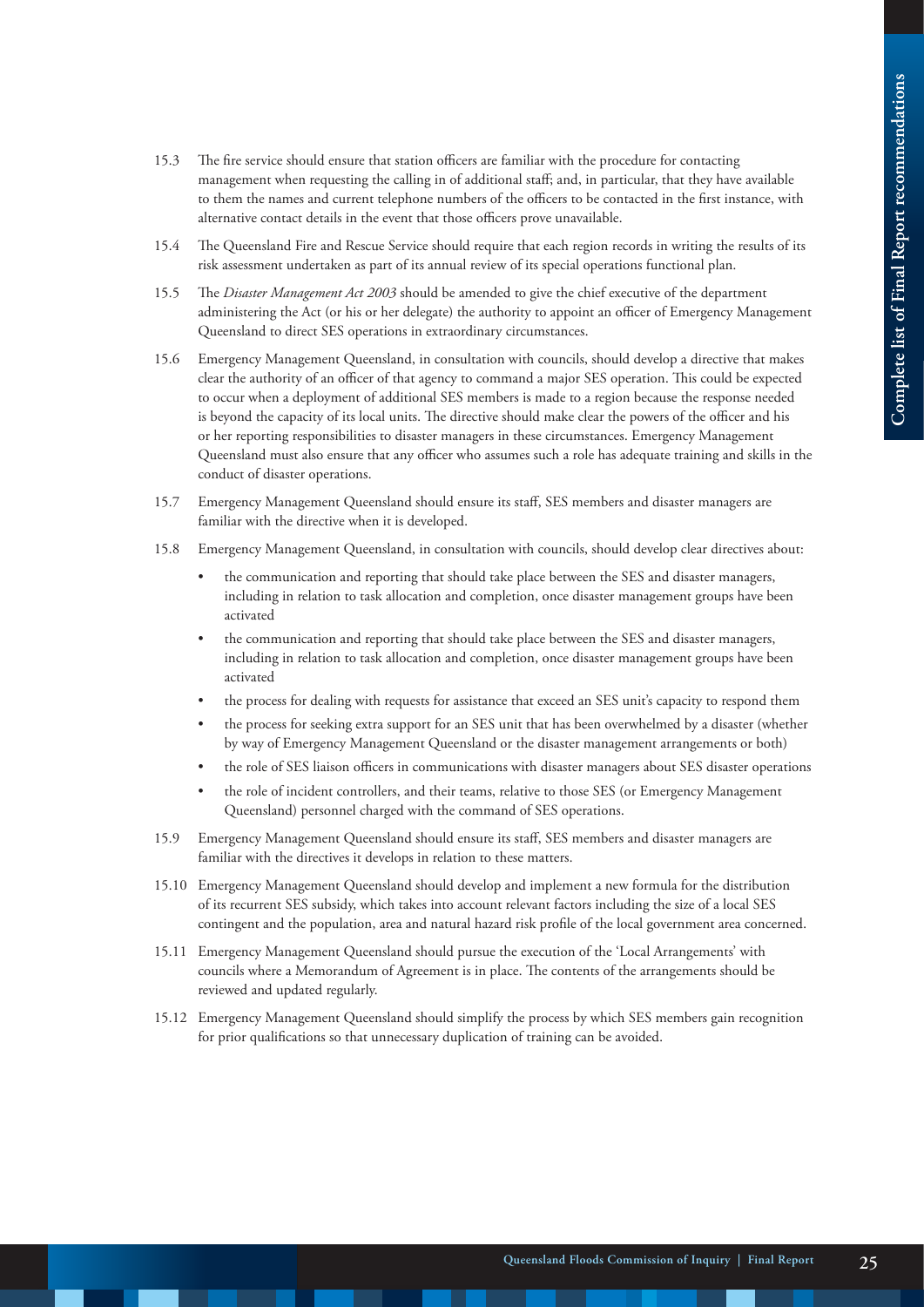15.3 The fire service should ensure that station officers are familiar with the procedure for contacting management when requesting the calling in of additional staff; and, in particular, that they have available to them the names and current telephone numbers of the officers to be contacted in the first instance, with alternative contact details in the event that those officers prove unavailable.

15.4 The Queensland Fire and Rescue Service should require that each region records in writing the results of its risk assessment undertaken as part of its annual review of its special operations functional plan.

15.5 The *Disaster Management Act 2003* should be amended to give the chief executive of the department administering the Act (or his or her delegate) the authority to appoint an officer of Emergency Management Queensland to direct SES operations in extraordinary circumstances.

15.6 Emergency Management Queensland, in consultation with councils, should develop a directive that makes clear the authority of an officer of that agency to command a major SES operation. This could be expected to occur when a deployment of additional SES members is made to a region because the response needed is beyond the capacity of its local units. The directive should make clear the powers of the officer and his or her reporting responsibilities to disaster managers in these circumstances. Emergency Management Queensland must also ensure that any officer who assumes such a role has adequate training and skills in the conduct of disaster operations.

15.7 Emergency Management Queensland should ensure its staff, SES members and disaster managers are familiar with the directive when it is developed.

15.8 Emergency Management Queensland, in consultation with councils, should develop clear directives about:

- the communication and reporting that should take place between the SES and disaster managers, including in relation to task allocation and completion, once disaster management groups have been activated
- the communication and reporting that should take place between the SES and disaster managers, including in relation to task allocation and completion, once disaster management groups have been activated
- the process for dealing with requests for assistance that exceed an SES unit's capacity to respond them
- the process for seeking extra support for an SES unit that has been overwhelmed by a disaster (whether by way of Emergency Management Queensland or the disaster management arrangements or both)
- the role of SES liaison officers in communications with disaster managers about SES disaster operations
- the role of incident controllers, and their teams, relative to those SES (or Emergency Management Queensland) personnel charged with the command of SES operations.

15.9 Emergency Management Queensland should ensure its staff, SES members and disaster managers are familiar with the directives it develops in relation to these matters.

15.10 Emergency Management Queensland should develop and implement a new formula for the distribution of its recurrent SES subsidy, which takes into account relevant factors including the size of a local SES contingent and the population, area and natural hazard risk profile of the local government area concerned.

15.11 Emergency Management Queensland should pursue the execution of the 'Local Arrangements' with councils where a Memorandum of Agreement is in place. The contents of the arrangements should be reviewed and updated regularly.

15.12 Emergency Management Queensland should simplify the process by which SES members gain recognition for prior qualifications so that unnecessary duplication of training can be avoided.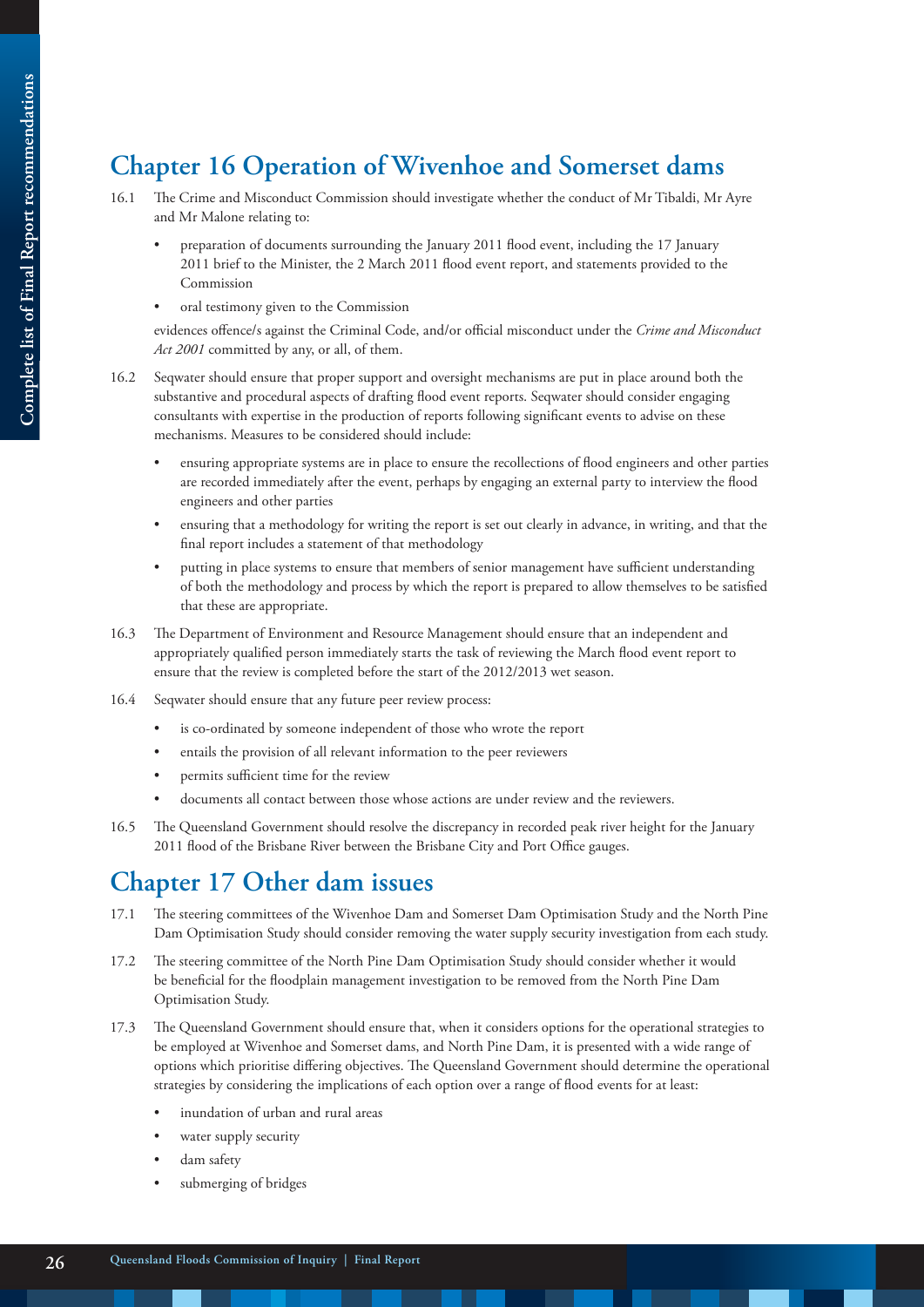## Chapter 16 Operation of Wivenhoe and Somerset dams

16.1 The Crime and Misconduct Commission should investigate whether the conduct of Mr Tibaldi, Mr Ayre and Mr Malone relating to:

- preparation of documents surrounding the January 2011 flood event, including the 17 January 2011 brief to the Minister, the 2 March 2011 flood event report, and statements provided to the Commission
- oral testimony given to the Commission

evidences offence/s against the Criminal Code, and/or official misconduct under the *Crime and Misconduct Act 2001* committed by any, or all, of them.

16.2 Seqwater should ensure that proper support and oversight mechanisms are put in place around both the substantive and procedural aspects of drafting flood event reports. Seqwater should consider engaging consultants with expertise in the production of reports following significant events to advise on these mechanisms. Measures to be considered should include:

- ensuring appropriate systems are in place to ensure the recollections of flood engineers and other parties are recorded immediately after the event, perhaps by engaging an external party to interview the flood engineers and other parties
- ensuring that a methodology for writing the report is set out clearly in advance, in writing, and that the final report includes a statement of that methodology
- putting in place systems to ensure that members of senior management have sufficient understanding of both the methodology and process by which the report is prepared to allow themselves to be satisfied that these are appropriate.

16.3 The Department of Environment and Resource Management should ensure that an independent and appropriately qualified person immediately starts the task of reviewing the March flood event report to ensure that the review is completed before the start of the 2012/2013 wet season.

16.4 Seqwater should ensure that any future peer review process:

- is co-ordinated by someone independent of those who wrote the report
- entails the provision of all relevant information to the peer reviewers
- permits sufficient time for the review
- documents all contact between those whose actions are under review and the reviewers.

16.5 The Queensland Government should resolve the discrepancy in recorded peak river height for the January 2011 flood of the Brisbane River between the Brisbane City and Port Office gauges.

## Chapter 17 Other dam issues

17.1 The steering committees of the Wivenhoe Dam and Somerset Dam Optimisation Study and the North Pine Dam Optimisation Study should consider removing the water supply security investigation from each study.

17.2 The steering committee of the North Pine Dam Optimisation Study should consider whether it would be beneficial for the floodplain management investigation to be removed from the North Pine Dam Optimisation Study.

17.3 The Queensland Government should ensure that, when it considers options for the operational strategies to be employed at Wivenhoe and Somerset dams, and North Pine Dam, it is presented with a wide range of options which prioritise differing objectives. The Queensland Government should determine the operational strategies by considering the implications of each option over a range of flood events for at least:

- inundation of urban and rural areas
- water supply security
- dam safety
- submerging of bridges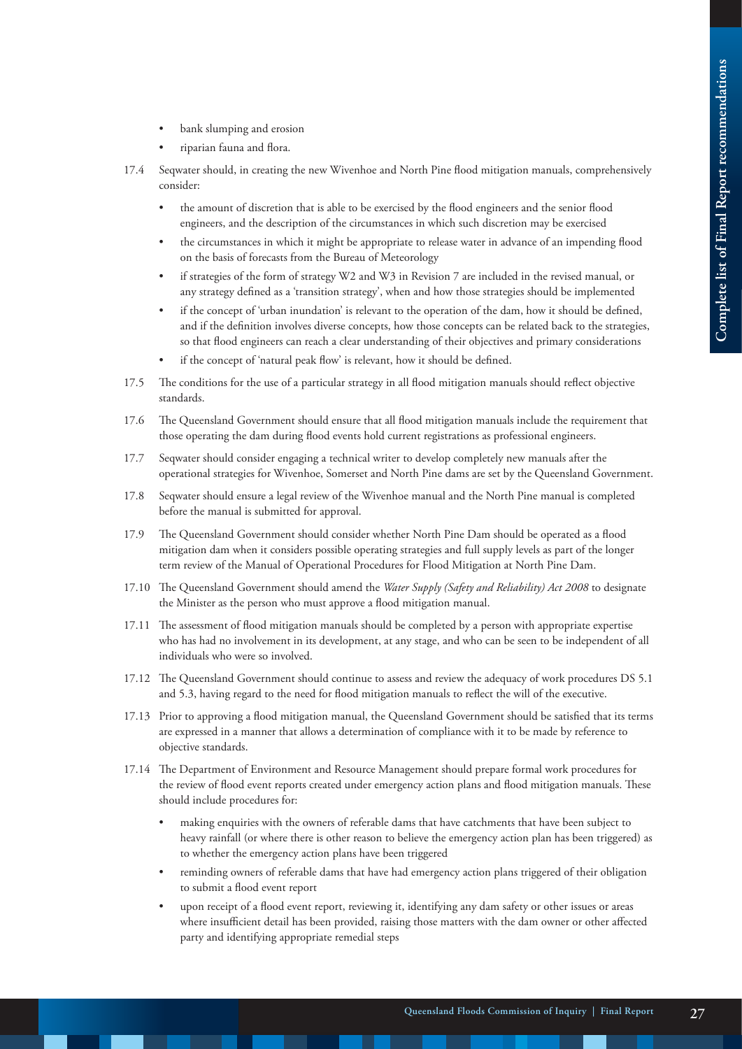- bank slumping and erosion
- riparian fauna and flora.

17.4 Seqwater should, in creating the new Wivenhoe and North Pine flood mitigation manuals, comprehensively consider:

- the amount of discretion that is able to be exercised by the flood engineers and the senior flood engineers, and the description of the circumstances in which such discretion may be exercised
- the circumstances in which it might be appropriate to release water in advance of an impending flood on the basis of forecasts from the Bureau of Meteorology
- if strategies of the form of strategy W2 and W3 in Revision 7 are included in the revised manual, or any strategy defined as a 'transition strategy', when and how those strategies should be implemented
- if the concept of 'urban inundation' is relevant to the operation of the dam, how it should be defined, and if the definition involves diverse concepts, how those concepts can be related back to the strategies, so that flood engineers can reach a clear understanding of their objectives and primary considerations
- if the concept of 'natural peak flow' is relevant, how it should be defined.

17.5 The conditions for the use of a particular strategy in all flood mitigation manuals should reflect objective standards.

17.6 The Queensland Government should ensure that all flood mitigation manuals include the requirement that those operating the dam during flood events hold current registrations as professional engineers.

17.7 Seqwater should consider engaging a technical writer to develop completely new manuals after the operational strategies for Wivenhoe, Somerset and North Pine dams are set by the Queensland Government.

17.8 Seqwater should ensure a legal review of the Wivenhoe manual and the North Pine manual is completed before the manual is submitted for approval.

17.9 The Queensland Government should consider whether North Pine Dam should be operated as a flood mitigation dam when it considers possible operating strategies and full supply levels as part of the longer term review of the Manual of Operational Procedures for Flood Mitigation at North Pine Dam.

17.10 The Queensland Government should amend the *Water Supply (Safety and Reliability) Act 2008* to designate the Minister as the person who must approve a flood mitigation manual.

17.11 The assessment of flood mitigation manuals should be completed by a person with appropriate expertise who has had no involvement in its development, at any stage, and who can be seen to be independent of all individuals who were so involved.

17.12 The Queensland Government should continue to assess and review the adequacy of work procedures DS 5.1 and 5.3, having regard to the need for flood mitigation manuals to reflect the will of the executive.

17.13 Prior to approving a flood mitigation manual, the Queensland Government should be satisfied that its terms are expressed in a manner that allows a determination of compliance with it to be made by reference to objective standards.

17.14 The Department of Environment and Resource Management should prepare formal work procedures for the review of flood event reports created under emergency action plans and flood mitigation manuals. These should include procedures for:

- making enquiries with the owners of referable dams that have catchments that have been subject to heavy rainfall (or where there is other reason to believe the emergency action plan has been triggered) as to whether the emergency action plans have been triggered
- reminding owners of referable dams that have had emergency action plans triggered of their obligation to submit a flood event report
- upon receipt of a flood event report, reviewing it, identifying any dam safety or other issues or areas where insufficient detail has been provided, raising those matters with the dam owner or other affected party and identifying appropriate remedial steps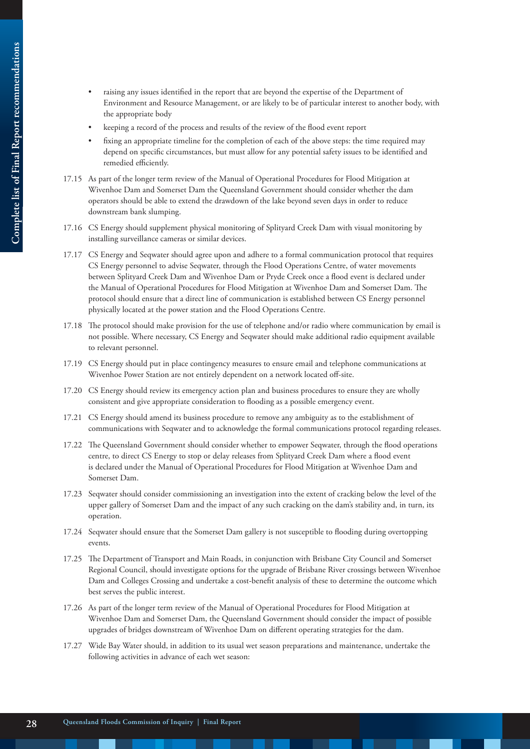- raising any issues identified in the report that are beyond the expertise of the Department of Environment and Resource Management, or are likely to be of particular interest to another body, with the appropriate body
- keeping a record of the process and results of the review of the flood event report
- fixing an appropriate timeline for the completion of each of the above steps: the time required may depend on specific circumstances, but must allow for any potential safety issues to be identified and remedied efficiently.

17.15 As part of the longer term review of the Manual of Operational Procedures for Flood Mitigation at Wivenhoe Dam and Somerset Dam the Queensland Government should consider whether the dam operators should be able to extend the drawdown of the lake beyond seven days in order to reduce downstream bank slumping.

17.16 CS Energy should supplement physical monitoring of Splityard Creek Dam with visual monitoring by installing surveillance cameras or similar devices.

17.17 CS Energy and Seqwater should agree upon and adhere to a formal communication protocol that requires CS Energy personnel to advise Seqwater, through the Flood Operations Centre, of water movements between Splityard Creek Dam and Wivenhoe Dam or Pryde Creek once a flood event is declared under the Manual of Operational Procedures for Flood Mitigation at Wivenhoe Dam and Somerset Dam. The protocol should ensure that a direct line of communication is established between CS Energy personnel physically located at the power station and the Flood Operations Centre.

17.18 The protocol should make provision for the use of telephone and/or radio where communication by email is not possible. Where necessary, CS Energy and Seqwater should make additional radio equipment available to relevant personnel.

17.19 CS Energy should put in place contingency measures to ensure email and telephone communications at Wivenhoe Power Station are not entirely dependent on a network located off-site.

17.20 CS Energy should review its emergency action plan and business procedures to ensure they are wholly consistent and give appropriate consideration to flooding as a possible emergency event.

17.21 CS Energy should amend its business procedure to remove any ambiguity as to the establishment of communications with Seqwater and to acknowledge the formal communications protocol regarding releases.

17.22 The Queensland Government should consider whether to empower Seqwater, through the flood operations centre, to direct CS Energy to stop or delay releases from Splityard Creek Dam where a flood event is declared under the Manual of Operational Procedures for Flood Mitigation at Wivenhoe Dam and Somerset Dam.

17.23 Seqwater should consider commissioning an investigation into the extent of cracking below the level of the upper gallery of Somerset Dam and the impact of any such cracking on the dam's stability and, in turn, its operation.

17.24 Seqwater should ensure that the Somerset Dam gallery is not susceptible to flooding during overtopping events.

17.25 The Department of Transport and Main Roads, in conjunction with Brisbane City Council and Somerset Regional Council, should investigate options for the upgrade of Brisbane River crossings between Wivenhoe Dam and Colleges Crossing and undertake a cost-benefit analysis of these to determine the outcome which best serves the public interest.

17.26 As part of the longer term review of the Manual of Operational Procedures for Flood Mitigation at Wivenhoe Dam and Somerset Dam, the Queensland Government should consider the impact of possible upgrades of bridges downstream of Wivenhoe Dam on different operating strategies for the dam.

17.27 Wide Bay Water should, in addition to its usual wet season preparations and maintenance, undertake the following activities in advance of each wet season: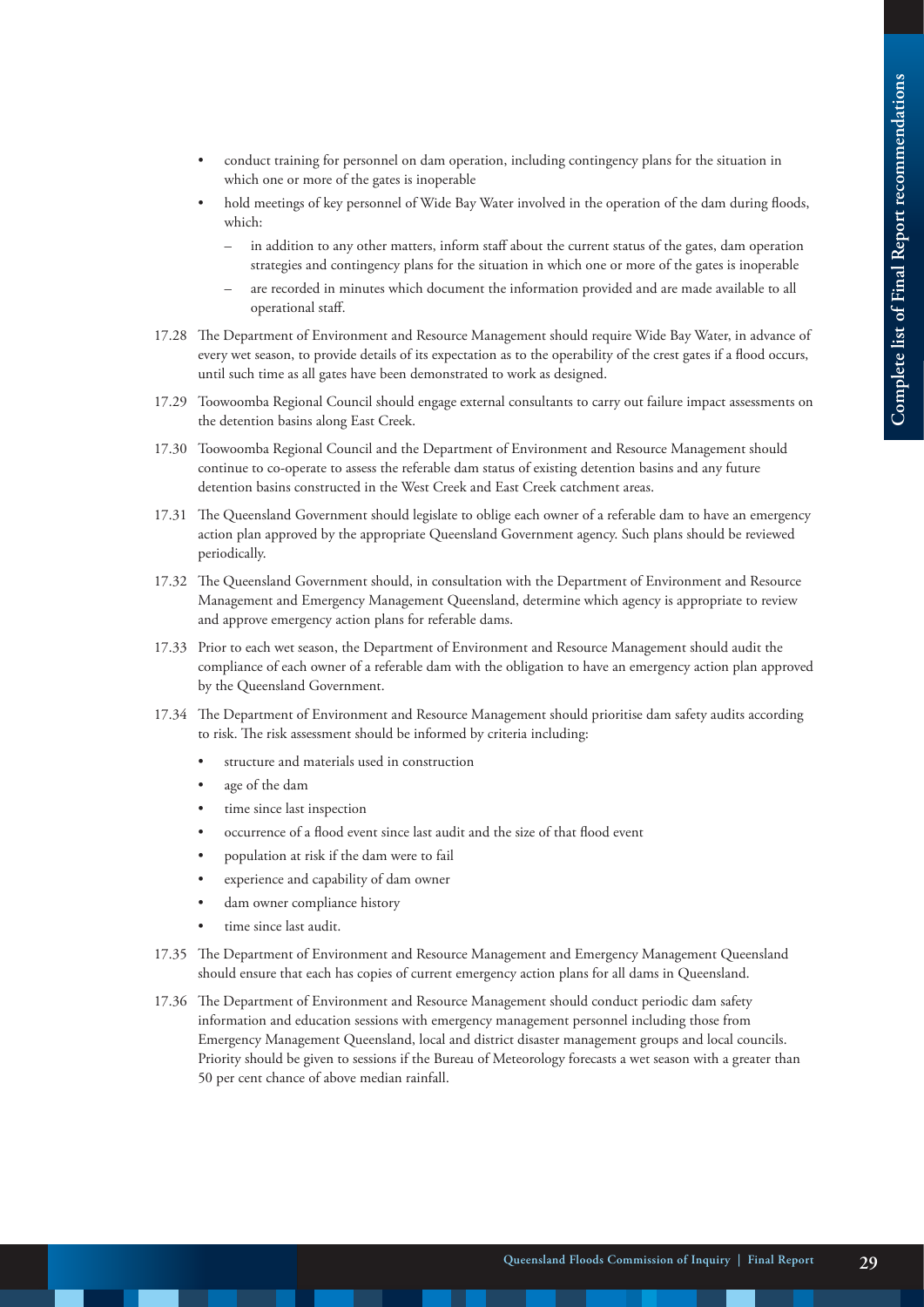- conduct training for personnel on dam operation, including contingency plans for the situation in which one or more of the gates is inoperable
- hold meetings of key personnel of Wide Bay Water involved in the operation of the dam during floods, which:
  - in addition to any other matters, inform staff about the current status of the gates, dam operation strategies and contingency plans for the situation in which one or more of the gates is inoperable
  - are recorded in minutes which document the information provided and are made available to all operational staff.

17.28 The Department of Environment and Resource Management should require Wide Bay Water, in advance of every wet season, to provide details of its expectation as to the operability of the crest gates if a flood occurs, until such time as all gates have been demonstrated to work as designed.

17.29 Toowoomba Regional Council should engage external consultants to carry out failure impact assessments on the detention basins along East Creek.

17.30 Toowoomba Regional Council and the Department of Environment and Resource Management should continue to co-operate to assess the referable dam status of existing detention basins and any future detention basins constructed in the West Creek and East Creek catchment areas.

17.31 The Queensland Government should legislate to oblige each owner of a referable dam to have an emergency action plan approved by the appropriate Queensland Government agency. Such plans should be reviewed periodically.

17.32 The Queensland Government should, in consultation with the Department of Environment and Resource Management and Emergency Management Queensland, determine which agency is appropriate to review and approve emergency action plans for referable dams.

17.33 Prior to each wet season, the Department of Environment and Resource Management should audit the compliance of each owner of a referable dam with the obligation to have an emergency action plan approved by the Queensland Government.

17.34 The Department of Environment and Resource Management should prioritise dam safety audits according to risk. The risk assessment should be informed by criteria including:

- structure and materials used in construction
- age of the dam
- time since last inspection
- occurrence of a flood event since last audit and the size of that flood event
- population at risk if the dam were to fail
- experience and capability of dam owner
- dam owner compliance history
- time since last audit.

17.35 The Department of Environment and Resource Management and Emergency Management Queensland should ensure that each has copies of current emergency action plans for all dams in Queensland.

17.36 The Department of Environment and Resource Management should conduct periodic dam safety information and education sessions with emergency management personnel including those from Emergency Management Queensland, local and district disaster management groups and local councils. Priority should be given to sessions if the Bureau of Meteorology forecasts a wet season with a greater than 50 per cent chance of above median rainfall.